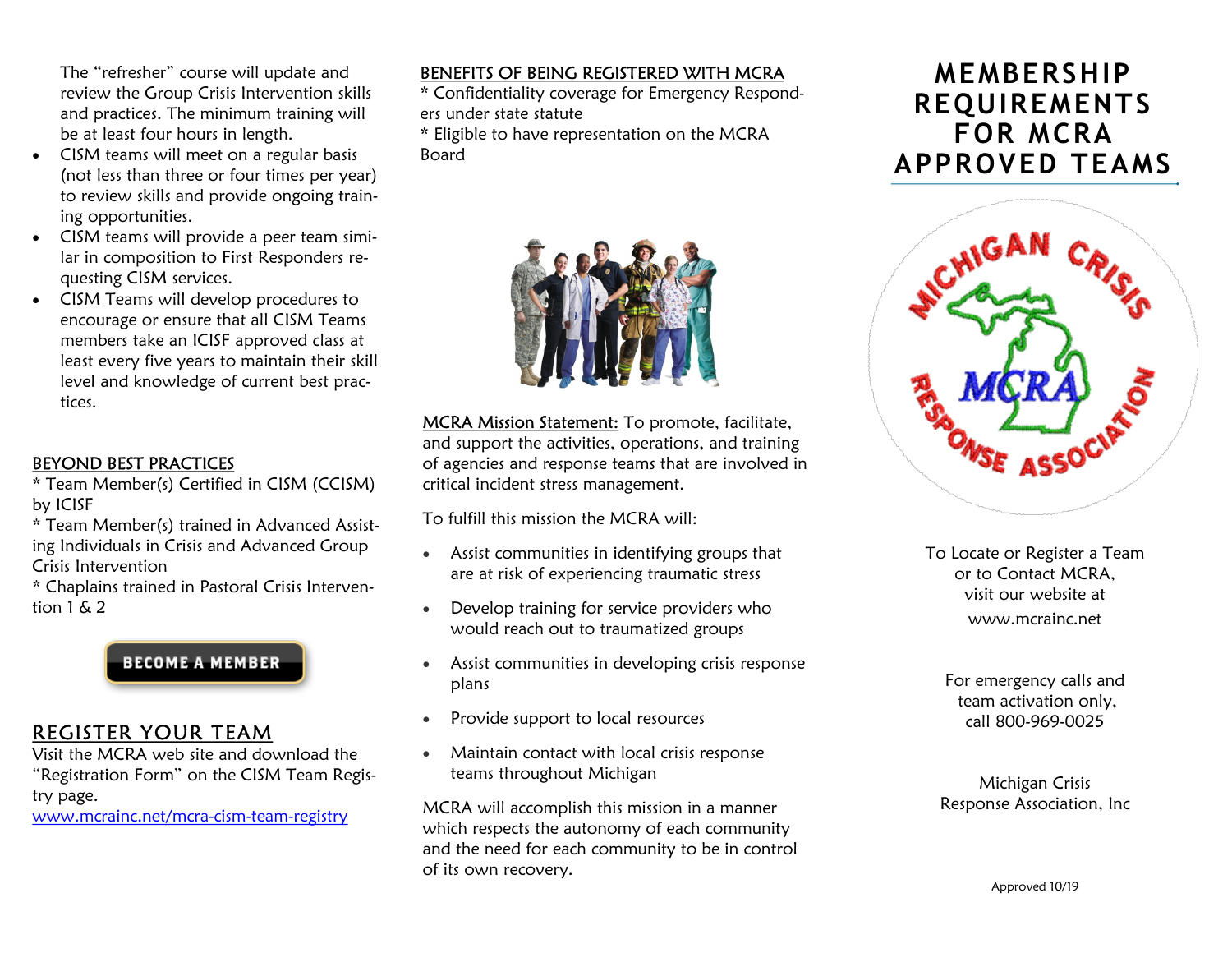The “refresher” course will update and review the Group Crisis Intervention skills and practices. The minimum training will be at least four hours in length.

- CISM teams will meet on a regular basis (not less than three or four times per year) to review skills and provide ongoing training opportunities.
- CISM teams will provide a peer team similar in composition to First Responders requesting CISM services.
- CISM Teams will develop procedures to encourage or ensure that all CISM Teams members take an ICISF approved class at least every five years to maintain their skill level and knowledge of current best practices.

## BEYOND BEST PRACTICES

* Team Member(s) Certified in CISM (CCISM) by ICISF
* Team Member(s) trained in Advanced Assisting Individuals in Crisis and Advanced Group Crisis Intervention
* Chaplains trained in Pastoral Crisis Intervention 1 & 2

**BECOME A MEMBER**

## REGISTER YOUR TEAM

Visit the MCRA web site and download the “Registration Form” on the CISM Team Registry page.
www.mcrainc.net/mcra-cism-team-registry

## BENEFITS OF BEING REGISTERED WITH MCRA

* Confidentiality coverage for Emergency Responders under state statute
* Eligible to have representation on the MCRA Board

**MCRA Mission Statement:** To promote, facilitate, and support the activities, operations, and training of agencies and response teams that are involved in critical incident stress management.

To fulfill this mission the MCRA will:

- Assist communities in identifying groups that are at risk of experiencing traumatic stress
- Develop training for service providers who would reach out to traumatized groups
- Assist communities in developing crisis response plans
- Provide support to local resources
- Maintain contact with local crisis response teams throughout Michigan

MCRA will accomplish this mission in a manner which respects the autonomy of each community and the need for each community to be in control of its own recovery.

# MEMBERSHIP REQUIREMENTS FOR MCRA APPROVED TEAMS

MICHIGAN CRISIS MCRA RESPONSE ASSOCIATION

To Locate or Register a Team or to Contact MCRA, visit our website at
www.mcrainc.net

For emergency calls and team activation only, call 800-969-0025

Michigan Crisis Response Association, Inc

Approved 10/19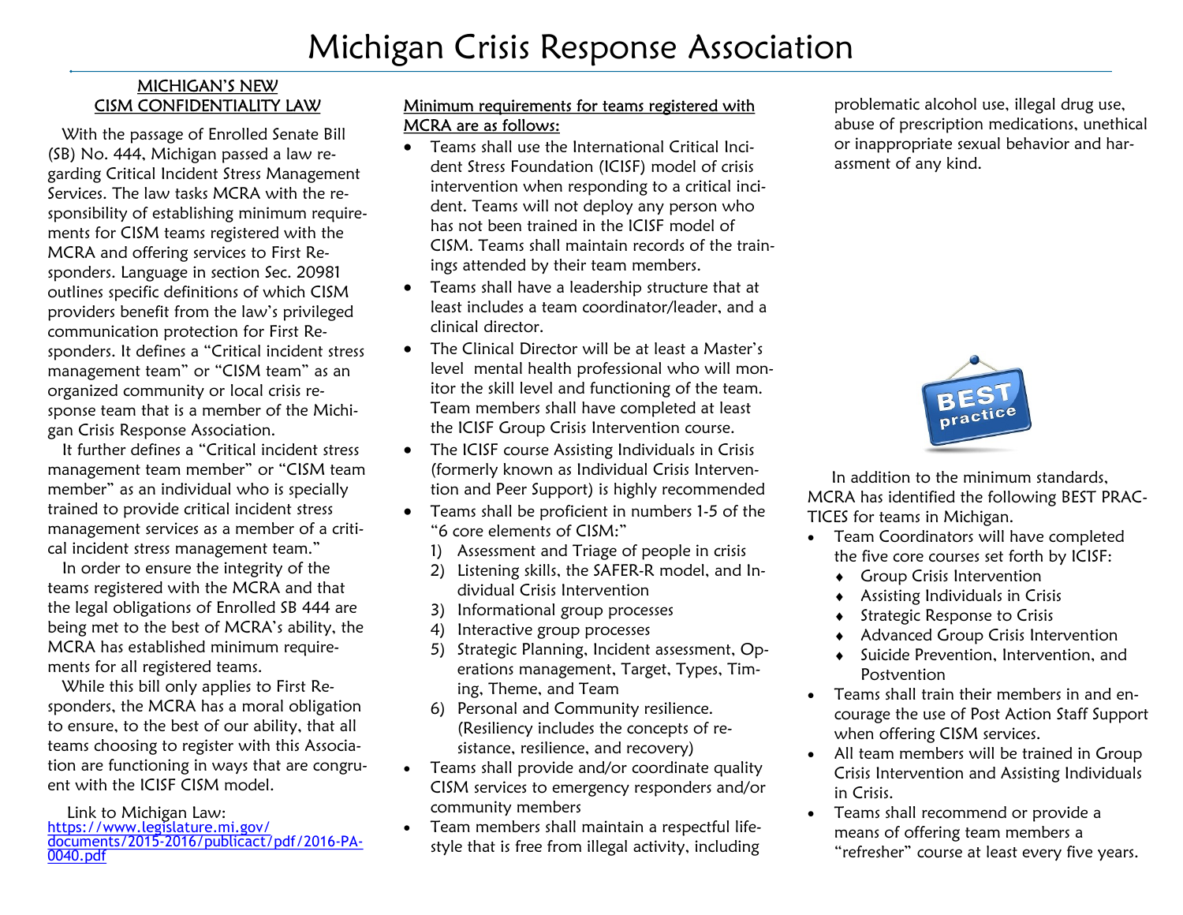# Michigan Crisis Response Association

## MICHIGAN'S NEW CISM CONFIDENTIALITY LAW

With the passage of Enrolled Senate Bill (SB) No. 444, Michigan passed a law regarding Critical Incident Stress Management Services. The law tasks MCRA with the responsibility of establishing minimum requirements for CISM teams registered with the MCRA and offering services to First Responders. Language in section Sec. 20981 outlines specific definitions of which CISM providers benefit from the law's privileged communication protection for First Responders. It defines a "Critical incident stress management team" or "CISM team" as an organized community or local crisis response team that is a member of the Michigan Crisis Response Association.

It further defines a "Critical incident stress management team member" or "CISM team member" as an individual who is specially trained to provide critical incident stress management services as a member of a critical incident stress management team."

In order to ensure the integrity of the teams registered with the MCRA and that the legal obligations of Enrolled SB 444 are being met to the best of MCRA's ability, the MCRA has established minimum requirements for all registered teams.

While this bill only applies to First Responders, the MCRA has a moral obligation to ensure, to the best of our ability, that all teams choosing to register with this Association are functioning in ways that are congruent with the ICISF CISM model.

Link to Michigan Law: https://www.legislature.mi.gov/documents/2015-2016/publicact/pdf/2016-PA-0040.pdf

**Minimum requirements for teams registered with MCRA are as follows:**

- Teams shall use the International Critical Incident Stress Foundation (ICISF) model of crisis intervention when responding to a critical incident. Teams will not deploy any person who has not been trained in the ICISF model of CISM. Teams shall maintain records of the trainings attended by their team members.
- Teams shall have a leadership structure that at least includes a team coordinator/leader, and a clinical director.
- The Clinical Director will be at least a Master's level mental health professional who will monitor the skill level and functioning of the team. Team members shall have completed at least the ICISF Group Crisis Intervention course.
- The ICISF course Assisting Individuals in Crisis (formerly known as Individual Crisis Intervention and Peer Support) is highly recommended
- Teams shall be proficient in numbers 1-5 of the "6 core elements of CISM:"
  1) Assessment and Triage of people in crisis
  2) Listening skills, the SAFER-R model, and Individual Crisis Intervention
  3) Informational group processes
  4) Interactive group processes
  5) Strategic Planning, Incident assessment, Operations management, Target, Types, Timing, Theme, and Team
  6) Personal and Community resilience. (Resiliency includes the concepts of resistance, resilience, and recovery)
- Teams shall provide and/or coordinate quality CISM services to emergency responders and/or community members
- Team members shall maintain a respectful lifestyle that is free from illegal activity, including problematic alcohol use, illegal drug use, abuse of prescription medications, unethical or inappropriate sexual behavior and harassment of any kind.

In addition to the minimum standards, MCRA has identified the following BEST PRACTICES for teams in Michigan.

- Team Coordinators will have completed the five core courses set forth by ICISF:
  - Group Crisis Intervention
  - Assisting Individuals in Crisis
  - Strategic Response to Crisis
  - Advanced Group Crisis Intervention
  - Suicide Prevention, Intervention, and Postvention
- Teams shall train their members in and encourage the use of Post Action Staff Support when offering CISM services.
- All team members will be trained in Group Crisis Intervention and Assisting Individuals in Crisis.
- Teams shall recommend or provide a means of offering team members a "refresher" course at least every five years.